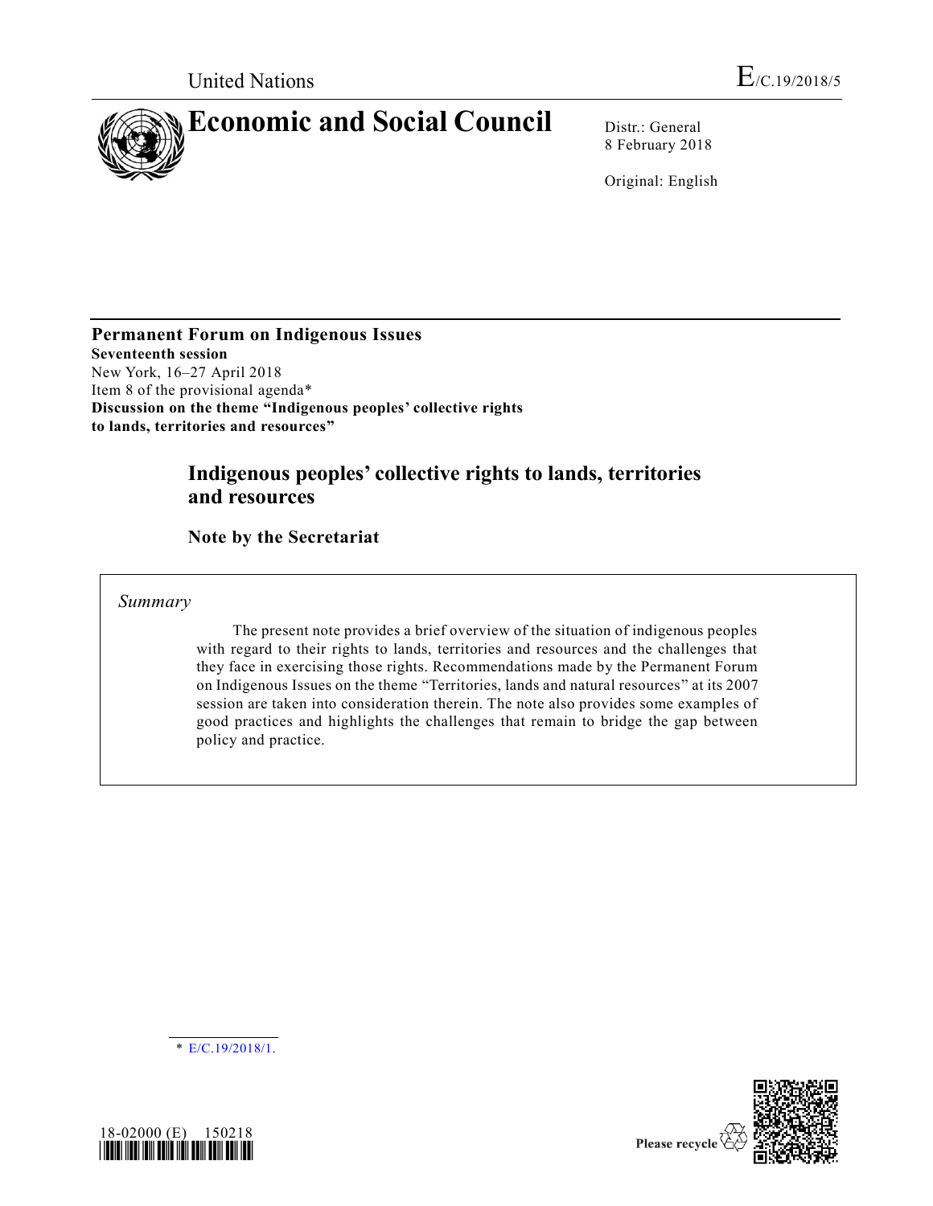United Nations

E/C.19/2018/5

# Economic and Social Council

Distr.: General
8 February 2018

Original: English

**Permanent Forum on Indigenous Issues**
**Seventeenth session**
New York, 16–27 April 2018
Item 8 of the provisional agenda*
**Discussion on the theme "Indigenous peoples' collective rights to lands, territories and resources"**

## Indigenous peoples' collective rights to lands, territories and resources

### Note by the Secretariat

*Summary*

The present note provides a brief overview of the situation of indigenous peoples with regard to their rights to lands, territories and resources and the challenges that they face in exercising those rights. Recommendations made by the Permanent Forum on Indigenous Issues on the theme "Territories, lands and natural resources" at its 2007 session are taken into consideration therein. The note also provides some examples of good practices and highlights the challenges that remain to bridge the gap between policy and practice.

* E/C.19/2018/1.

18-02000 (E) 150218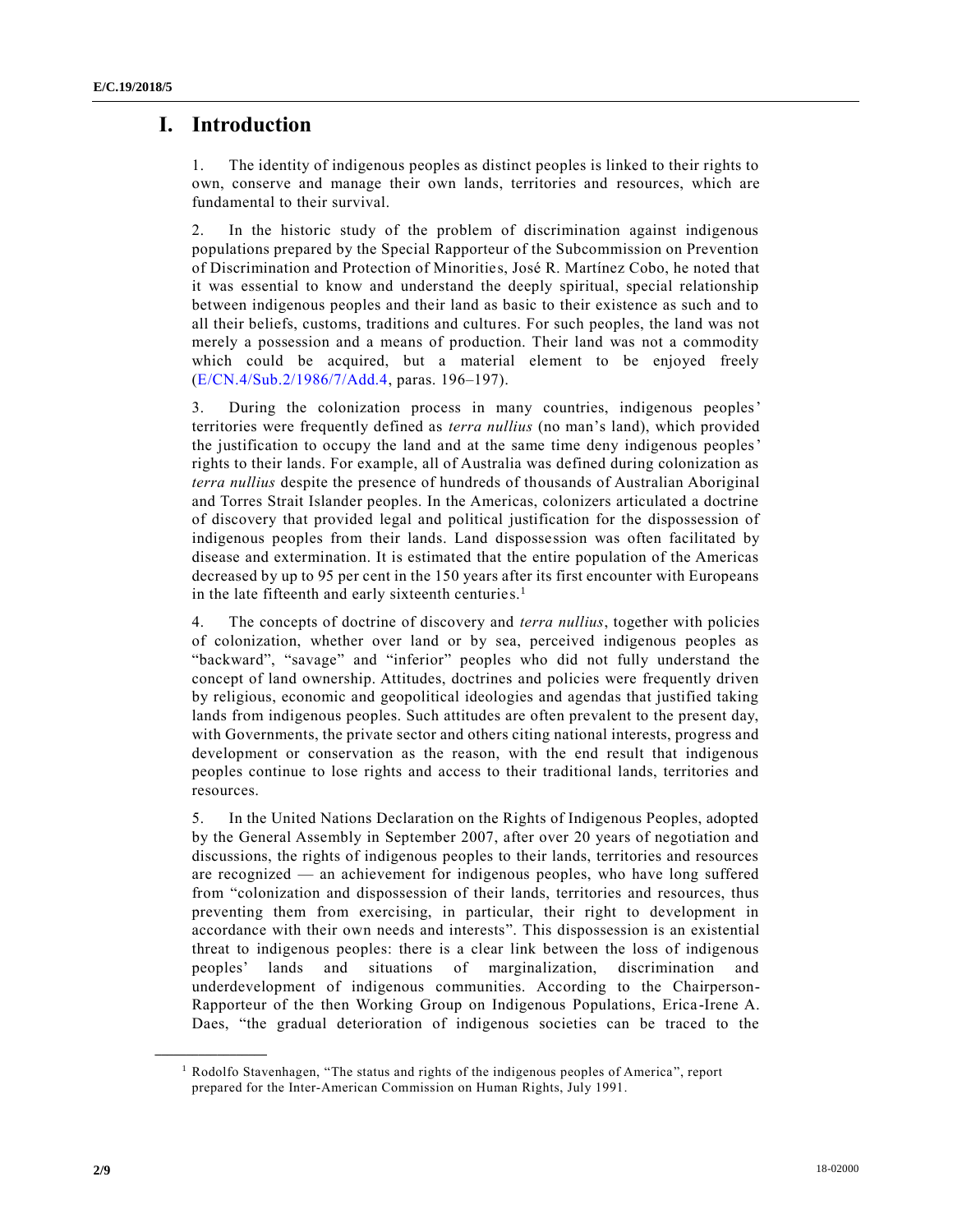# I. Introduction

1. The identity of indigenous peoples as distinct peoples is linked to their rights to own, conserve and manage their own lands, territories and resources, which are fundamental to their survival.

2. In the historic study of the problem of discrimination against indigenous populations prepared by the Special Rapporteur of the Subcommission on Prevention of Discrimination and Protection of Minorities, José R. Martínez Cobo, he noted that it was essential to know and understand the deeply spiritual, special relationship between indigenous peoples and their land as basic to their existence as such and to all their beliefs, customs, traditions and cultures. For such peoples, the land was not merely a possession and a means of production. Their land was not a commodity which could be acquired, but a material element to be enjoyed freely (E/CN.4/Sub.2/1986/7/Add.4, paras. 196–197).

3. During the colonization process in many countries, indigenous peoples' territories were frequently defined as *terra nullius* (no man's land), which provided the justification to occupy the land and at the same time deny indigenous peoples' rights to their lands. For example, all of Australia was defined during colonization as *terra nullius* despite the presence of hundreds of thousands of Australian Aboriginal and Torres Strait Islander peoples. In the Americas, colonizers articulated a doctrine of discovery that provided legal and political justification for the dispossession of indigenous peoples from their lands. Land dispossession was often facilitated by disease and extermination. It is estimated that the entire population of the Americas decreased by up to 95 per cent in the 150 years after its first encounter with Europeans in the late fifteenth and early sixteenth centuries.[1]

4. The concepts of doctrine of discovery and *terra nullius*, together with policies of colonization, whether over land or by sea, perceived indigenous peoples as "backward", "savage" and "inferior" peoples who did not fully understand the concept of land ownership. Attitudes, doctrines and policies were frequently driven by religious, economic and geopolitical ideologies and agendas that justified taking lands from indigenous peoples. Such attitudes are often prevalent to the present day, with Governments, the private sector and others citing national interests, progress and development or conservation as the reason, with the end result that indigenous peoples continue to lose rights and access to their traditional lands, territories and resources.

5. In the United Nations Declaration on the Rights of Indigenous Peoples, adopted by the General Assembly in September 2007, after over 20 years of negotiation and discussions, the rights of indigenous peoples to their lands, territories and resources are recognized — an achievement for indigenous peoples, who have long suffered from "colonization and dispossession of their lands, territories and resources, thus preventing them from exercising, in particular, their right to development in accordance with their own needs and interests". This dispossession is an existential threat to indigenous peoples: there is a clear link between the loss of indigenous peoples' lands and situations of marginalization, discrimination and underdevelopment of indigenous communities. According to the Chairperson-Rapporteur of the then Working Group on Indigenous Populations, Erica-Irene A. Daes, "the gradual deterioration of indigenous societies can be traced to the

[1] Rodolfo Stavenhagen, "The status and rights of the indigenous peoples of America", report prepared for the Inter-American Commission on Human Rights, July 1991.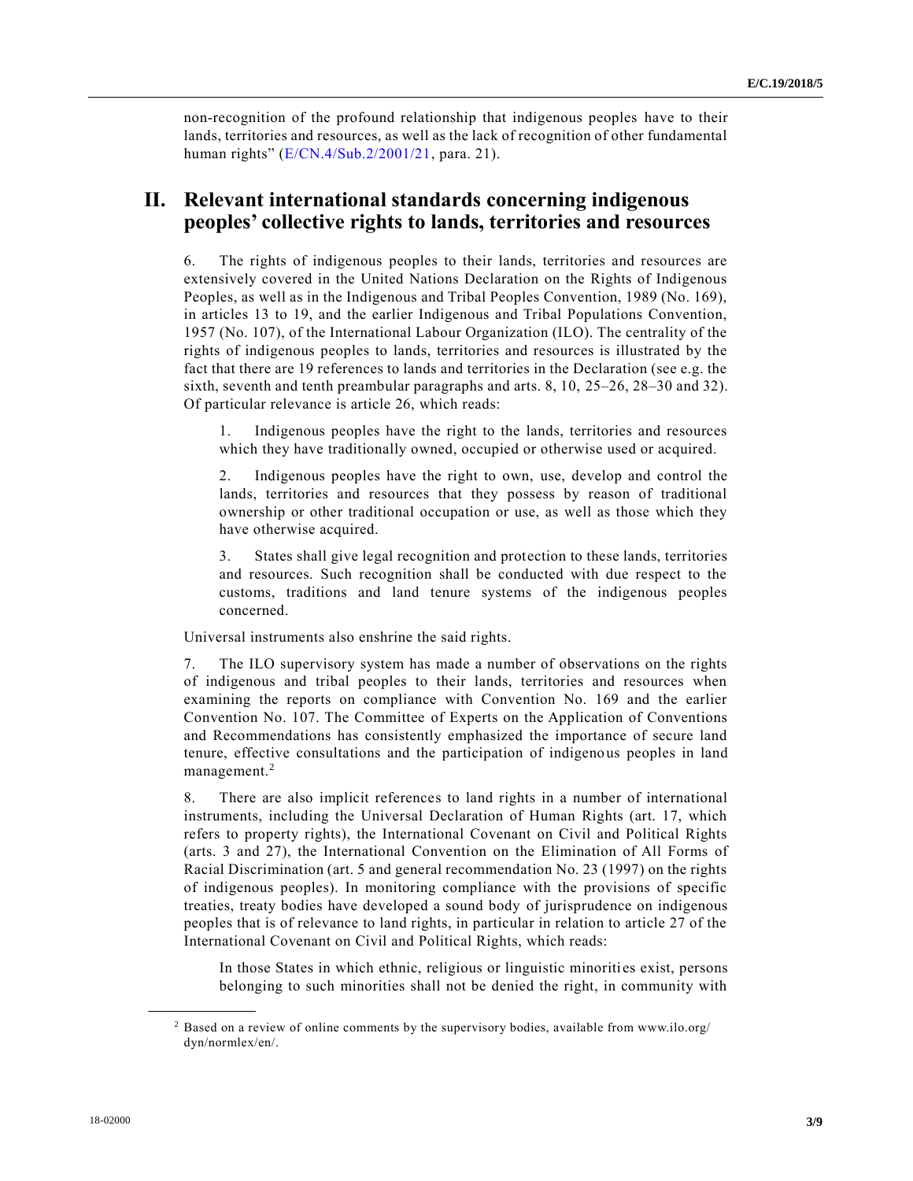non-recognition of the profound relationship that indigenous peoples have to their lands, territories and resources, as well as the lack of recognition of other fundamental human rights" (E/CN.4/Sub.2/2001/21, para. 21).

## II. Relevant international standards concerning indigenous peoples' collective rights to lands, territories and resources

6. The rights of indigenous peoples to their lands, territories and resources are extensively covered in the United Nations Declaration on the Rights of Indigenous Peoples, as well as in the Indigenous and Tribal Peoples Convention, 1989 (No. 169), in articles 13 to 19, and the earlier Indigenous and Tribal Populations Convention, 1957 (No. 107), of the International Labour Organization (ILO). The centrality of the rights of indigenous peoples to lands, territories and resources is illustrated by the fact that there are 19 references to lands and territories in the Declaration (see e.g. the sixth, seventh and tenth preambular paragraphs and arts. 8, 10, 25–26, 28–30 and 32). Of particular relevance is article 26, which reads:

> 1. Indigenous peoples have the right to the lands, territories and resources which they have traditionally owned, occupied or otherwise used or acquired.
>
> 2. Indigenous peoples have the right to own, use, develop and control the lands, territories and resources that they possess by reason of traditional ownership or other traditional occupation or use, as well as those which they have otherwise acquired.
>
> 3. States shall give legal recognition and protection to these lands, territories and resources. Such recognition shall be conducted with due respect to the customs, traditions and land tenure systems of the indigenous peoples concerned.

Universal instruments also enshrine the said rights.

7. The ILO supervisory system has made a number of observations on the rights of indigenous and tribal peoples to their lands, territories and resources when examining the reports on compliance with Convention No. 169 and the earlier Convention No. 107. The Committee of Experts on the Application of Conventions and Recommendations has consistently emphasized the importance of secure land tenure, effective consultations and the participation of indigenous peoples in land management.[2]

8. There are also implicit references to land rights in a number of international instruments, including the Universal Declaration of Human Rights (art. 17, which refers to property rights), the International Covenant on Civil and Political Rights (arts. 3 and 27), the International Convention on the Elimination of All Forms of Racial Discrimination (art. 5 and general recommendation No. 23 (1997) on the rights of indigenous peoples). In monitoring compliance with the provisions of specific treaties, treaty bodies have developed a sound body of jurisprudence on indigenous peoples that is of relevance to land rights, in particular in relation to article 27 of the International Covenant on Civil and Political Rights, which reads:

> In those States in which ethnic, religious or linguistic minorities exist, persons belonging to such minorities shall not be denied the right, in community with

---

[2] Based on a review of online comments by the supervisory bodies, available from www.ilo.org/dyn/normlex/en/.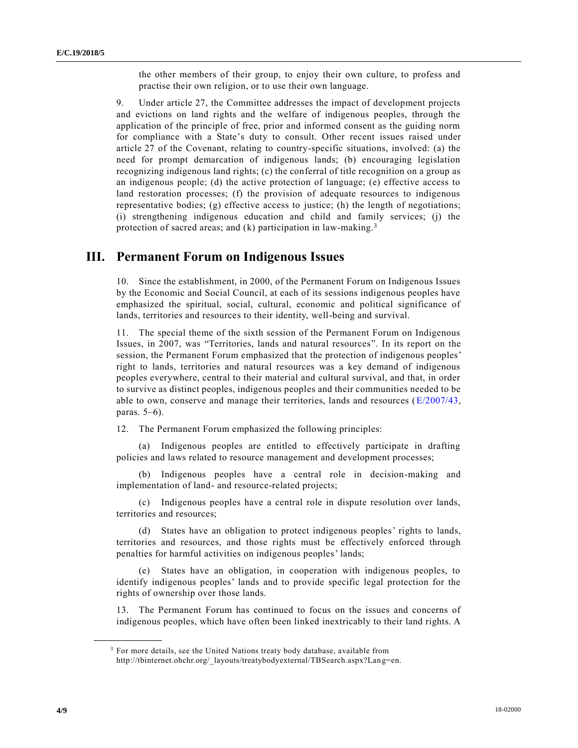the other members of their group, to enjoy their own culture, to profess and practise their own religion, or to use their own language.

9. Under article 27, the Committee addresses the impact of development projects and evictions on land rights and the welfare of indigenous peoples, through the application of the principle of free, prior and informed consent as the guiding norm for compliance with a State's duty to consult. Other recent issues raised under article 27 of the Covenant, relating to country-specific situations, involved: (a) the need for prompt demarcation of indigenous lands; (b) encouraging legislation recognizing indigenous land rights; (c) the conferral of title recognition on a group as an indigenous people; (d) the active protection of language; (e) effective access to land restoration processes; (f) the provision of adequate resources to indigenous representative bodies; (g) effective access to justice; (h) the length of negotiations; (i) strengthening indigenous education and child and family services; (j) the protection of sacred areas; and (k) participation in law-making.[3]

## III. Permanent Forum on Indigenous Issues

10. Since the establishment, in 2000, of the Permanent Forum on Indigenous Issues by the Economic and Social Council, at each of its sessions indigenous peoples have emphasized the spiritual, social, cultural, economic and political significance of lands, territories and resources to their identity, well-being and survival.

11. The special theme of the sixth session of the Permanent Forum on Indigenous Issues, in 2007, was "Territories, lands and natural resources". In its report on the session, the Permanent Forum emphasized that the protection of indigenous peoples' right to lands, territories and natural resources was a key demand of indigenous peoples everywhere, central to their material and cultural survival, and that, in order to survive as distinct peoples, indigenous peoples and their communities needed to be able to own, conserve and manage their territories, lands and resources (E/2007/43, paras. 5–6).

12. The Permanent Forum emphasized the following principles:

(a) Indigenous peoples are entitled to effectively participate in drafting policies and laws related to resource management and development processes;

(b) Indigenous peoples have a central role in decision-making and implementation of land- and resource-related projects;

(c) Indigenous peoples have a central role in dispute resolution over lands, territories and resources;

(d) States have an obligation to protect indigenous peoples' rights to lands, territories and resources, and those rights must be effectively enforced through penalties for harmful activities on indigenous peoples' lands;

(e) States have an obligation, in cooperation with indigenous peoples, to identify indigenous peoples' lands and to provide specific legal protection for the rights of ownership over those lands.

13. The Permanent Forum has continued to focus on the issues and concerns of indigenous peoples, which have often been linked inextricably to their land rights. A

---

[3] For more details, see the United Nations treaty body database, available from http://tbinternet.ohchr.org/_layouts/treatybodyexternal/TBSearch.aspx?Lang=en.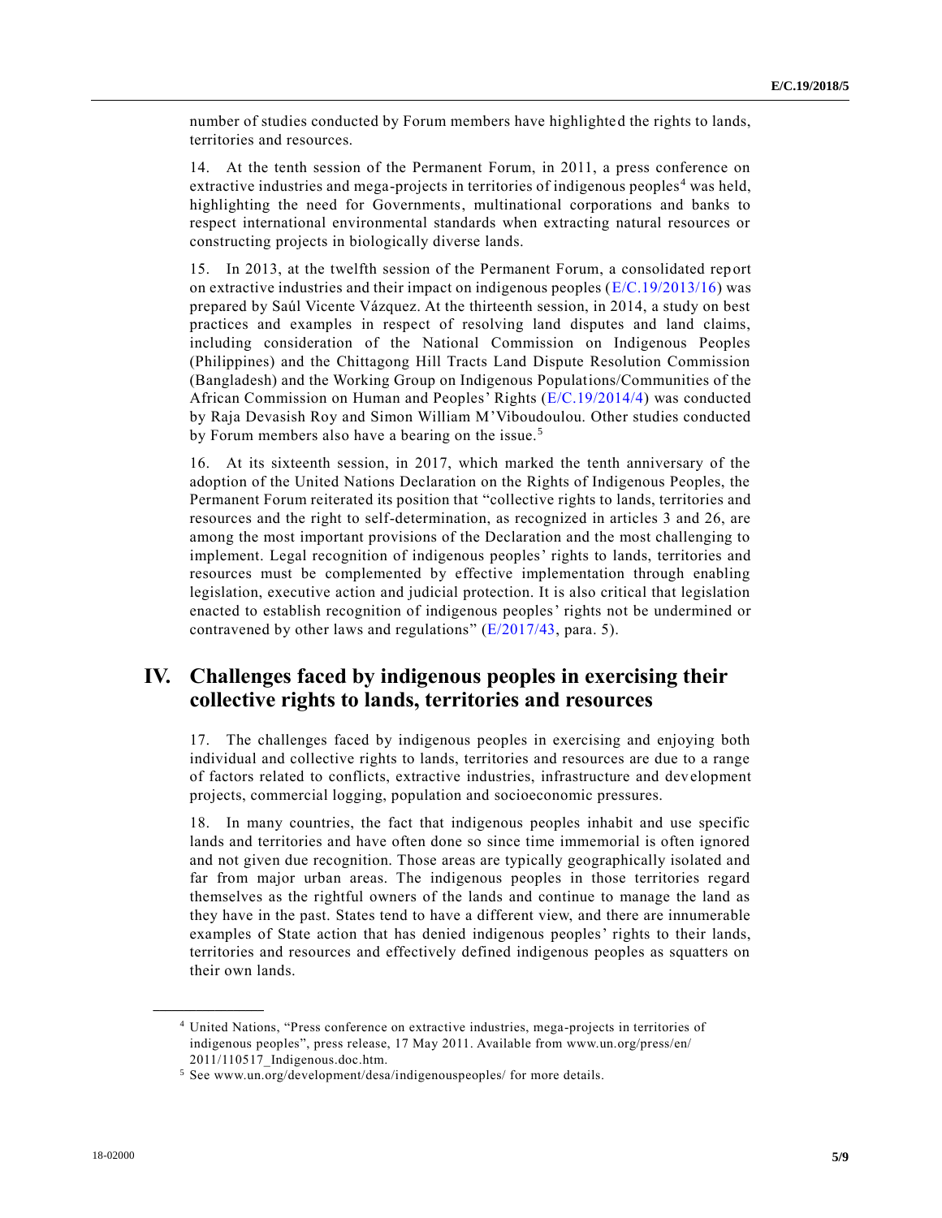number of studies conducted by Forum members have highlighted the rights to lands, territories and resources.

14. At the tenth session of the Permanent Forum, in 2011, a press conference on extractive industries and mega-projects in territories of indigenous peoples[4] was held, highlighting the need for Governments, multinational corporations and banks to respect international environmental standards when extracting natural resources or constructing projects in biologically diverse lands.

15. In 2013, at the twelfth session of the Permanent Forum, a consolidated report on extractive industries and their impact on indigenous peoples (E/C.19/2013/16) was prepared by Saúl Vicente Vázquez. At the thirteenth session, in 2014, a study on best practices and examples in respect of resolving land disputes and land claims, including consideration of the National Commission on Indigenous Peoples (Philippines) and the Chittagong Hill Tracts Land Dispute Resolution Commission (Bangladesh) and the Working Group on Indigenous Populations/Communities of the African Commission on Human and Peoples' Rights (E/C.19/2014/4) was conducted by Raja Devasish Roy and Simon William M'Viboudoulou. Other studies conducted by Forum members also have a bearing on the issue.[5]

16. At its sixteenth session, in 2017, which marked the tenth anniversary of the adoption of the United Nations Declaration on the Rights of Indigenous Peoples, the Permanent Forum reiterated its position that "collective rights to lands, territories and resources and the right to self-determination, as recognized in articles 3 and 26, are among the most important provisions of the Declaration and the most challenging to implement. Legal recognition of indigenous peoples' rights to lands, territories and resources must be complemented by effective implementation through enabling legislation, executive action and judicial protection. It is also critical that legislation enacted to establish recognition of indigenous peoples' rights not be undermined or contravened by other laws and regulations" (E/2017/43, para. 5).

## IV. Challenges faced by indigenous peoples in exercising their collective rights to lands, territories and resources

17. The challenges faced by indigenous peoples in exercising and enjoying both individual and collective rights to lands, territories and resources are due to a range of factors related to conflicts, extractive industries, infrastructure and development projects, commercial logging, population and socioeconomic pressures.

18. In many countries, the fact that indigenous peoples inhabit and use specific lands and territories and have often done so since time immemorial is often ignored and not given due recognition. Those areas are typically geographically isolated and far from major urban areas. The indigenous peoples in those territories regard themselves as the rightful owners of the lands and continue to manage the land as they have in the past. States tend to have a different view, and there are innumerable examples of State action that has denied indigenous peoples' rights to their lands, territories and resources and effectively defined indigenous peoples as squatters on their own lands.

---

[4] United Nations, "Press conference on extractive industries, mega-projects in territories of indigenous peoples", press release, 17 May 2011. Available from www.un.org/press/en/2011/110517_Indigenous.doc.htm.

[5] See www.un.org/development/desa/indigenouspeoples/ for more details.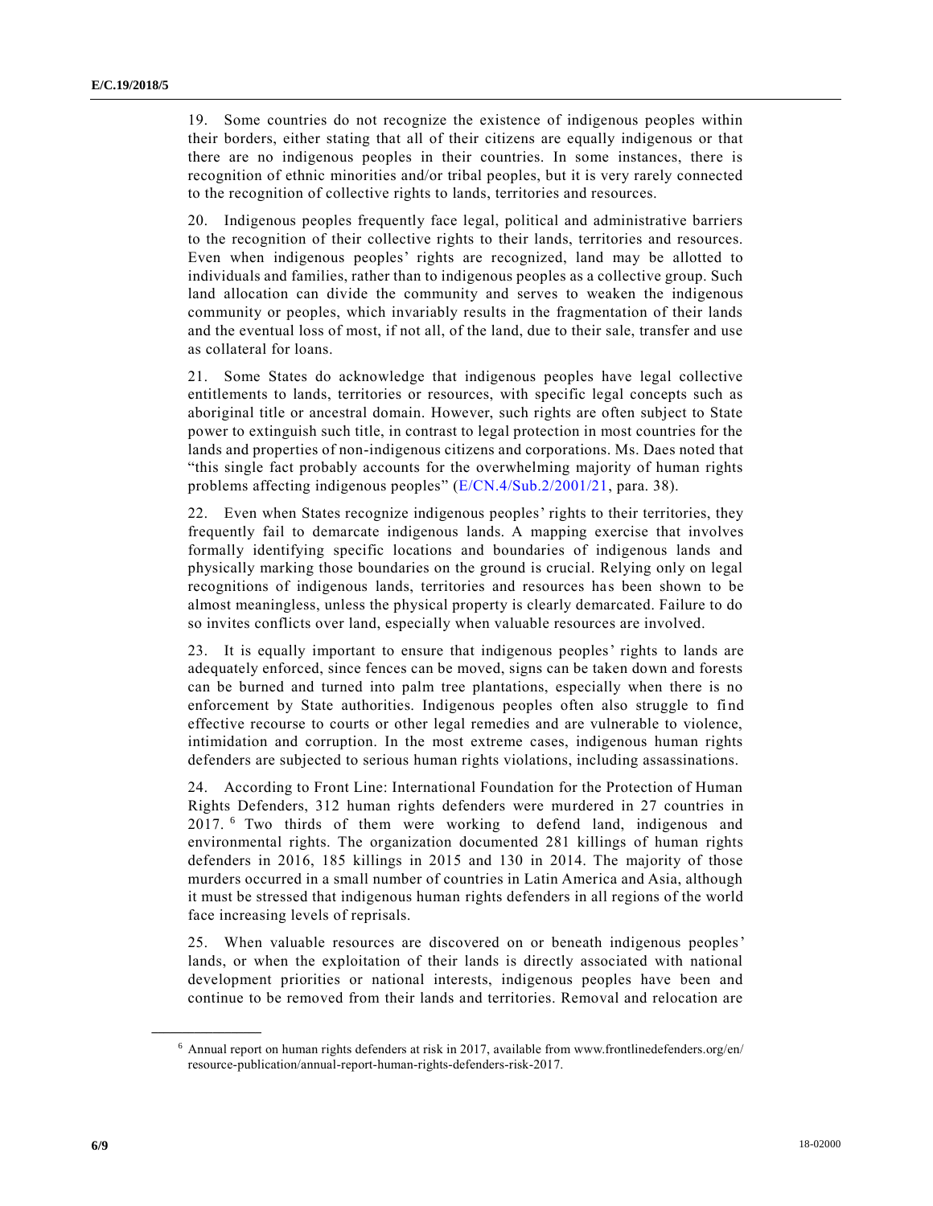19. Some countries do not recognize the existence of indigenous peoples within their borders, either stating that all of their citizens are equally indigenous or that there are no indigenous peoples in their countries. In some instances, there is recognition of ethnic minorities and/or tribal peoples, but it is very rarely connected to the recognition of collective rights to lands, territories and resources.

20. Indigenous peoples frequently face legal, political and administrative barriers to the recognition of their collective rights to their lands, territories and resources. Even when indigenous peoples' rights are recognized, land may be allotted to individuals and families, rather than to indigenous peoples as a collective group. Such land allocation can divide the community and serves to weaken the indigenous community or peoples, which invariably results in the fragmentation of their lands and the eventual loss of most, if not all, of the land, due to their sale, transfer and use as collateral for loans.

21. Some States do acknowledge that indigenous peoples have legal collective entitlements to lands, territories or resources, with specific legal concepts such as aboriginal title or ancestral domain. However, such rights are often subject to State power to extinguish such title, in contrast to legal protection in most countries for the lands and properties of non-indigenous citizens and corporations. Ms. Daes noted that "this single fact probably accounts for the overwhelming majority of human rights problems affecting indigenous peoples" (E/CN.4/Sub.2/2001/21, para. 38).

22. Even when States recognize indigenous peoples' rights to their territories, they frequently fail to demarcate indigenous lands. A mapping exercise that involves formally identifying specific locations and boundaries of indigenous lands and physically marking those boundaries on the ground is crucial. Relying only on legal recognitions of indigenous lands, territories and resources has been shown to be almost meaningless, unless the physical property is clearly demarcated. Failure to do so invites conflicts over land, especially when valuable resources are involved.

23. It is equally important to ensure that indigenous peoples' rights to lands are adequately enforced, since fences can be moved, signs can be taken down and forests can be burned and turned into palm tree plantations, especially when there is no enforcement by State authorities. Indigenous peoples often also struggle to find effective recourse to courts or other legal remedies and are vulnerable to violence, intimidation and corruption. In the most extreme cases, indigenous human rights defenders are subjected to serious human rights violations, including assassinations.

24. According to Front Line: International Foundation for the Protection of Human Rights Defenders, 312 human rights defenders were murdered in 27 countries in 2017.[6] Two thirds of them were working to defend land, indigenous and environmental rights. The organization documented 281 killings of human rights defenders in 2016, 185 killings in 2015 and 130 in 2014. The majority of those murders occurred in a small number of countries in Latin America and Asia, although it must be stressed that indigenous human rights defenders in all regions of the world face increasing levels of reprisals.

25. When valuable resources are discovered on or beneath indigenous peoples' lands, or when the exploitation of their lands is directly associated with national development priorities or national interests, indigenous peoples have been and continue to be removed from their lands and territories. Removal and relocation are

---

[6] Annual report on human rights defenders at risk in 2017, available from www.frontlinedefenders.org/en/resource-publication/annual-report-human-rights-defenders-risk-2017.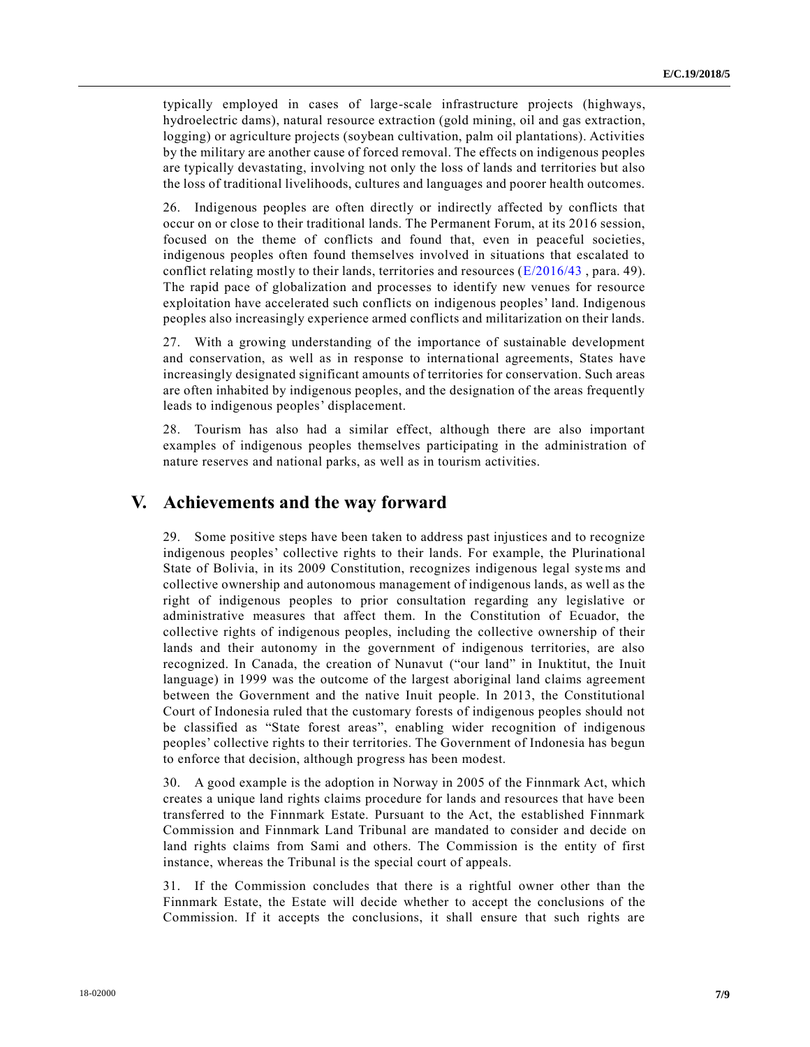typically employed in cases of large-scale infrastructure projects (highways, hydroelectric dams), natural resource extraction (gold mining, oil and gas extraction, logging) or agriculture projects (soybean cultivation, palm oil plantations). Activities by the military are another cause of forced removal. The effects on indigenous peoples are typically devastating, involving not only the loss of lands and territories but also the loss of traditional livelihoods, cultures and languages and poorer health outcomes.

26. Indigenous peoples are often directly or indirectly affected by conflicts that occur on or close to their traditional lands. The Permanent Forum, at its 2016 session, focused on the theme of conflicts and found that, even in peaceful societies, indigenous peoples often found themselves involved in situations that escalated to conflict relating mostly to their lands, territories and resources (E/2016/43 , para. 49). The rapid pace of globalization and processes to identify new venues for resource exploitation have accelerated such conflicts on indigenous peoples' land. Indigenous peoples also increasingly experience armed conflicts and militarization on their lands.

27. With a growing understanding of the importance of sustainable development and conservation, as well as in response to international agreements, States have increasingly designated significant amounts of territories for conservation. Such areas are often inhabited by indigenous peoples, and the designation of the areas frequently leads to indigenous peoples' displacement.

28. Tourism has also had a similar effect, although there are also important examples of indigenous peoples themselves participating in the administration of nature reserves and national parks, as well as in tourism activities.

# V. Achievements and the way forward

29. Some positive steps have been taken to address past injustices and to recognize indigenous peoples' collective rights to their lands. For example, the Plurinational State of Bolivia, in its 2009 Constitution, recognizes indigenous legal systems and collective ownership and autonomous management of indigenous lands, as well as the right of indigenous peoples to prior consultation regarding any legislative or administrative measures that affect them. In the Constitution of Ecuador, the collective rights of indigenous peoples, including the collective ownership of their lands and their autonomy in the government of indigenous territories, are also recognized. In Canada, the creation of Nunavut ("our land" in Inuktitut, the Inuit language) in 1999 was the outcome of the largest aboriginal land claims agreement between the Government and the native Inuit people. In 2013, the Constitutional Court of Indonesia ruled that the customary forests of indigenous peoples should not be classified as "State forest areas", enabling wider recognition of indigenous peoples' collective rights to their territories. The Government of Indonesia has begun to enforce that decision, although progress has been modest.

30. A good example is the adoption in Norway in 2005 of the Finnmark Act, which creates a unique land rights claims procedure for lands and resources that have been transferred to the Finnmark Estate. Pursuant to the Act, the established Finnmark Commission and Finnmark Land Tribunal are mandated to consider and decide on land rights claims from Sami and others. The Commission is the entity of first instance, whereas the Tribunal is the special court of appeals.

31. If the Commission concludes that there is a rightful owner other than the Finnmark Estate, the Estate will decide whether to accept the conclusions of the Commission. If it accepts the conclusions, it shall ensure that such rights are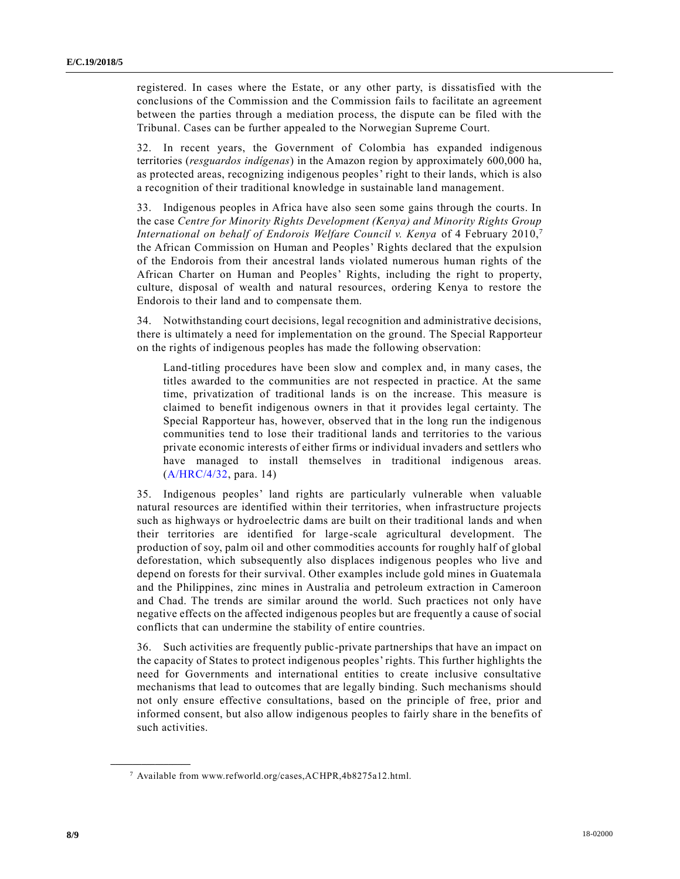registered. In cases where the Estate, or any other party, is dissatisfied with the conclusions of the Commission and the Commission fails to facilitate an agreement between the parties through a mediation process, the dispute can be filed with the Tribunal. Cases can be further appealed to the Norwegian Supreme Court.

32. In recent years, the Government of Colombia has expanded indigenous territories (*resguardos indígenas*) in the Amazon region by approximately 600,000 ha, as protected areas, recognizing indigenous peoples' right to their lands, which is also a recognition of their traditional knowledge in sustainable land management.

33. Indigenous peoples in Africa have also seen some gains through the courts. In the case *Centre for Minority Rights Development (Kenya) and Minority Rights Group International on behalf of Endorois Welfare Council v. Kenya* of 4 February 2010,[7] the African Commission on Human and Peoples' Rights declared that the expulsion of the Endorois from their ancestral lands violated numerous human rights of the African Charter on Human and Peoples' Rights, including the right to property, culture, disposal of wealth and natural resources, ordering Kenya to restore the Endorois to their land and to compensate them.

34. Notwithstanding court decisions, legal recognition and administrative decisions, there is ultimately a need for implementation on the ground. The Special Rapporteur on the rights of indigenous peoples has made the following observation:

> Land-titling procedures have been slow and complex and, in many cases, the titles awarded to the communities are not respected in practice. At the same time, privatization of traditional lands is on the increase. This measure is claimed to benefit indigenous owners in that it provides legal certainty. The Special Rapporteur has, however, observed that in the long run the indigenous communities tend to lose their traditional lands and territories to the various private economic interests of either firms or individual invaders and settlers who have managed to install themselves in traditional indigenous areas. (A/HRC/4/32, para. 14)

35. Indigenous peoples' land rights are particularly vulnerable when valuable natural resources are identified within their territories, when infrastructure projects such as highways or hydroelectric dams are built on their traditional lands and when their territories are identified for large-scale agricultural development. The production of soy, palm oil and other commodities accounts for roughly half of global deforestation, which subsequently also displaces indigenous peoples who live and depend on forests for their survival. Other examples include gold mines in Guatemala and the Philippines, zinc mines in Australia and petroleum extraction in Cameroon and Chad. The trends are similar around the world. Such practices not only have negative effects on the affected indigenous peoples but are frequently a cause of social conflicts that can undermine the stability of entire countries.

36. Such activities are frequently public-private partnerships that have an impact on the capacity of States to protect indigenous peoples' rights. This further highlights the need for Governments and international entities to create inclusive consultative mechanisms that lead to outcomes that are legally binding. Such mechanisms should not only ensure effective consultations, based on the principle of free, prior and informed consent, but also allow indigenous peoples to fairly share in the benefits of such activities.

---

[7] Available from www.refworld.org/cases,ACHPR,4b8275a12.html.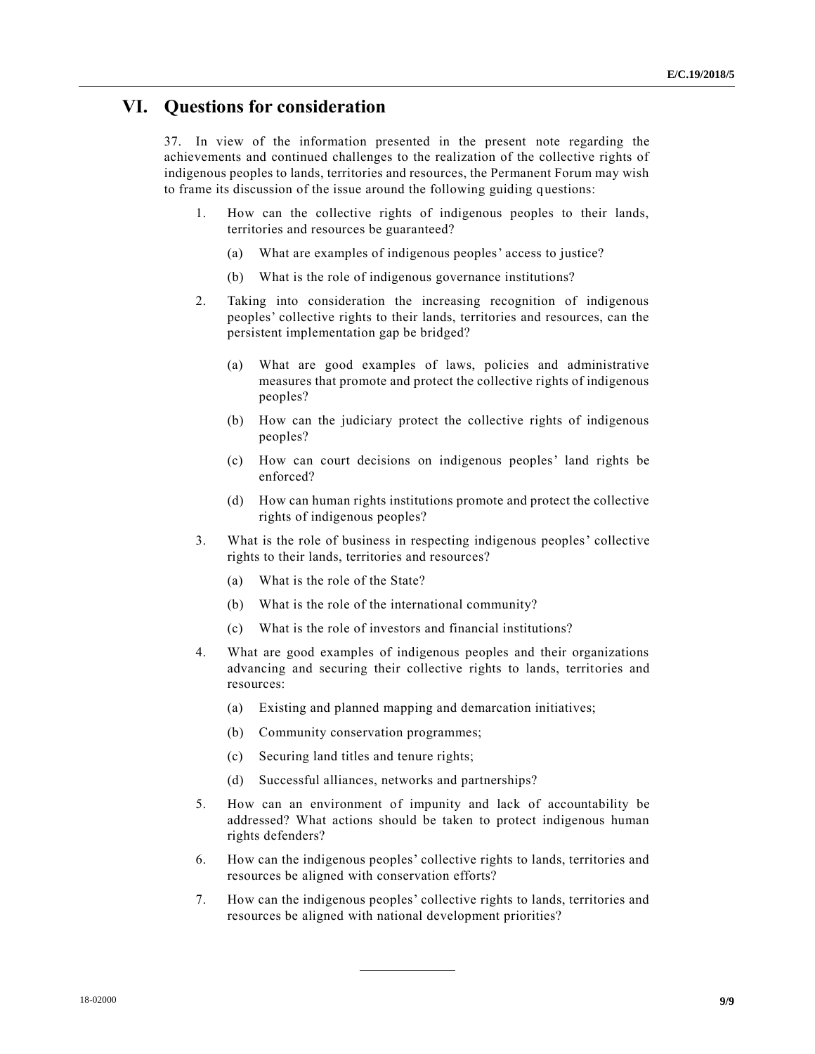# VI. Questions for consideration

37. In view of the information presented in the present note regarding the achievements and continued challenges to the realization of the collective rights of indigenous peoples to lands, territories and resources, the Permanent Forum may wish to frame its discussion of the issue around the following guiding questions:

1. How can the collective rights of indigenous peoples to their lands, territories and resources be guaranteed?

   (a) What are examples of indigenous peoples' access to justice?

   (b) What is the role of indigenous governance institutions?

2. Taking into consideration the increasing recognition of indigenous peoples' collective rights to their lands, territories and resources, can the persistent implementation gap be bridged?

   (a) What are good examples of laws, policies and administrative measures that promote and protect the collective rights of indigenous peoples?

   (b) How can the judiciary protect the collective rights of indigenous peoples?

   (c) How can court decisions on indigenous peoples' land rights be enforced?

   (d) How can human rights institutions promote and protect the collective rights of indigenous peoples?

3. What is the role of business in respecting indigenous peoples' collective rights to their lands, territories and resources?

   (a) What is the role of the State?

   (b) What is the role of the international community?

   (c) What is the role of investors and financial institutions?

4. What are good examples of indigenous peoples and their organizations advancing and securing their collective rights to lands, territories and resources:

   (a) Existing and planned mapping and demarcation initiatives;

   (b) Community conservation programmes;

   (c) Securing land titles and tenure rights;

   (d) Successful alliances, networks and partnerships?

5. How can an environment of impunity and lack of accountability be addressed? What actions should be taken to protect indigenous human rights defenders?

6. How can the indigenous peoples' collective rights to lands, territories and resources be aligned with conservation efforts?

7. How can the indigenous peoples' collective rights to lands, territories and resources be aligned with national development priorities?